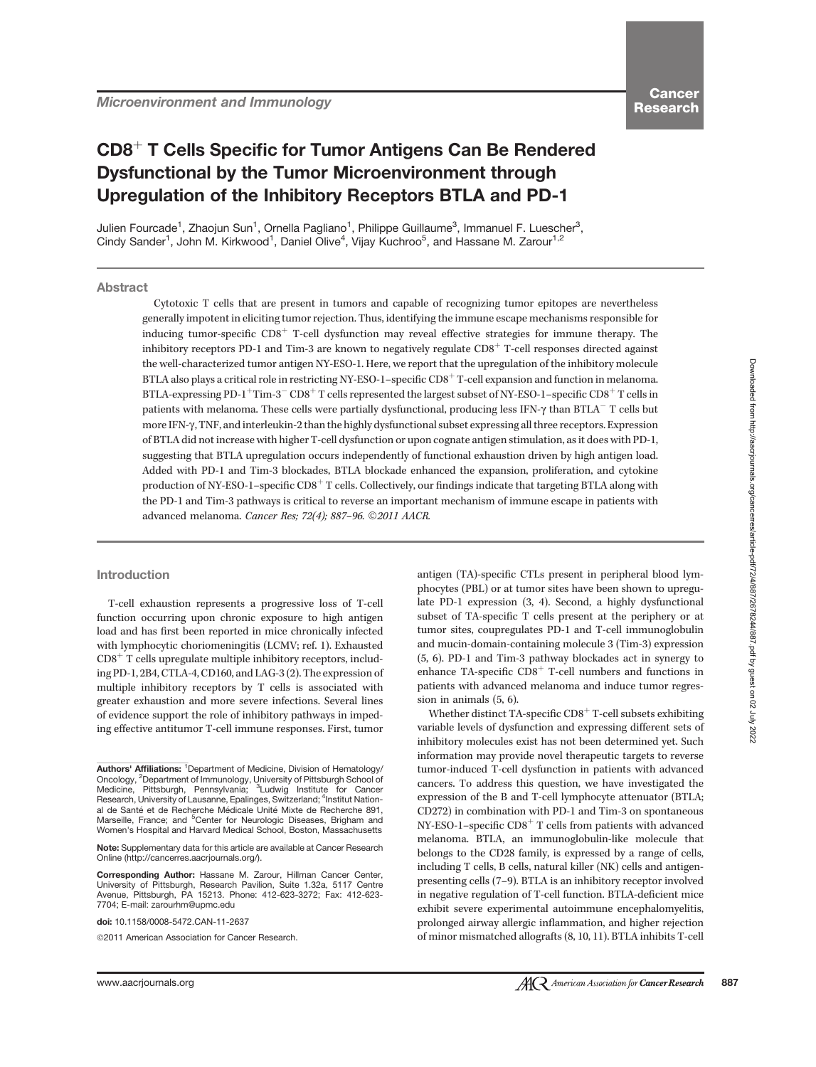Microenvironment and Immunology

# CD8$^+$ T Cells Specific for Tumor Antigens Can Be Rendered Dysfunctional by the Tumor Microenvironment through Upregulation of the Inhibitory Receptors BTLA and PD-1

Julien Fourcade[1], Zhaojun Sun[1], Ornella Pagliano[1], Philippe Guillaume[3], Immanuel F. Luescher[3], Cindy Sander[1], John M. Kirkwood[1], Daniel Olive[4], Vijay Kuchroo[5], and Hassane M. Zarour[1,2]

## Abstract

Cytotoxic T cells that are present in tumors and capable of recognizing tumor epitopes are nevertheless generally impotent in eliciting tumor rejection. Thus, identifying the immune escape mechanisms responsible for inducing tumor-specific CD8$^+$ T-cell dysfunction may reveal effective strategies for immune therapy. The inhibitory receptors PD-1 and Tim-3 are known to negatively regulate CD8$^+$ T-cell responses directed against the well-characterized tumor antigen NY-ESO-1. Here, we report that the upregulation of the inhibitory molecule BTLA also plays a critical role in restricting NY-ESO-1–specific CD8$^+$ T-cell expansion and function in melanoma. BTLA-expressing PD-1$^+$Tim-3$^-$ CD8$^+$ T cells represented the largest subset of NY-ESO-1–specific CD8$^+$ T cells in patients with melanoma. These cells were partially dysfunctional, producing less IFN-γ than BTLA$^-$ T cells but more IFN-γ, TNF, and interleukin-2 than the highly dysfunctional subset expressing all three receptors. Expression of BTLA did not increase with higher T-cell dysfunction or upon cognate antigen stimulation, as it does with PD-1, suggesting that BTLA upregulation occurs independently of functional exhaustion driven by high antigen load. Added with PD-1 and Tim-3 blockades, BTLA blockade enhanced the expansion, proliferation, and cytokine production of NY-ESO-1–specific CD8$^+$ T cells. Collectively, our findings indicate that targeting BTLA along with the PD-1 and Tim-3 pathways is critical to reverse an important mechanism of immune escape in patients with advanced melanoma. *Cancer Res; 72(4); 887–96. ©2011 AACR.*

## Introduction

T-cell exhaustion represents a progressive loss of T-cell function occurring upon chronic exposure to high antigen load and has first been reported in mice chronically infected with lymphocytic choriomeningitis (LCMV; ref. 1). Exhausted CD8$^+$ T cells upregulate multiple inhibitory receptors, including PD-1, 2B4, CTLA-4, CD160, and LAG-3 (2). The expression of multiple inhibitory receptors by T cells is associated with greater exhaustion and more severe infections. Several lines of evidence support the role of inhibitory pathways in impeding effective antitumor T-cell immune responses. First, tumor antigen (TA)-specific CTLs present in peripheral blood lymphocytes (PBL) or at tumor sites have been shown to upregulate PD-1 expression (3, 4). Second, a highly dysfunctional subset of TA-specific T cells present at the periphery or at tumor sites, coupregulates PD-1 and T-cell immunoglobulin and mucin-domain-containing molecule 3 (Tim-3) expression (5, 6). PD-1 and Tim-3 pathway blockades act in synergy to enhance TA-specific CD8$^+$ T-cell numbers and functions in patients with advanced melanoma and induce tumor regression in animals (5, 6).

Whether distinct TA-specific CD8$^+$ T-cell subsets exhibiting variable levels of dysfunction and expressing different sets of inhibitory molecules exist has not been determined yet. Such information may provide novel therapeutic targets to reverse tumor-induced T-cell dysfunction in patients with advanced cancers. To address this question, we have investigated the expression of the B and T-cell lymphocyte attenuator (BTLA; CD272) in combination with PD-1 and Tim-3 on spontaneous NY-ESO-1–specific CD8$^+$ T cells from patients with advanced melanoma. BTLA, an immunoglobulin-like molecule that belongs to the CD28 family, is expressed by a range of cells, including T cells, B cells, natural killer (NK) cells and antigen-presenting cells (7–9). BTLA is an inhibitory receptor involved in negative regulation of T-cell function. BTLA-deficient mice exhibit severe experimental autoimmune encephalomyelitis, prolonged airway allergic inflammation, and higher rejection of minor mismatched allografts (8, 10, 11). BTLA inhibits T-cell

---

**Authors' Affiliations:** [1]Department of Medicine, Division of Hematology/Oncology, [2]Department of Immunology, University of Pittsburgh School of Medicine, Pittsburgh, Pennsylvania; [3]Ludwig Institute for Cancer Research, University of Lausanne, Epalinges, Switzerland; [4]Institut National de Santé et de Recherche Médicale Unité Mixte de Recherche 891, Marseille, France; and [5]Center for Neurologic Diseases, Brigham and Women's Hospital and Harvard Medical School, Boston, Massachusetts

**Note:** Supplementary data for this article are available at Cancer Research Online (http://cancerres.aacrjournals.org/).

**Corresponding Author:** Hassane M. Zarour, Hillman Cancer Center, University of Pittsburgh, Research Pavilion, Suite 1.32a, 5117 Centre Avenue, Pittsburgh, PA 15213. Phone: 412-623-3272; Fax: 412-623-7704; E-mail: zarourhm@upmc.edu

**doi:** 10.1158/0008-5472.CAN-11-2637

©2011 American Association for Cancer Research.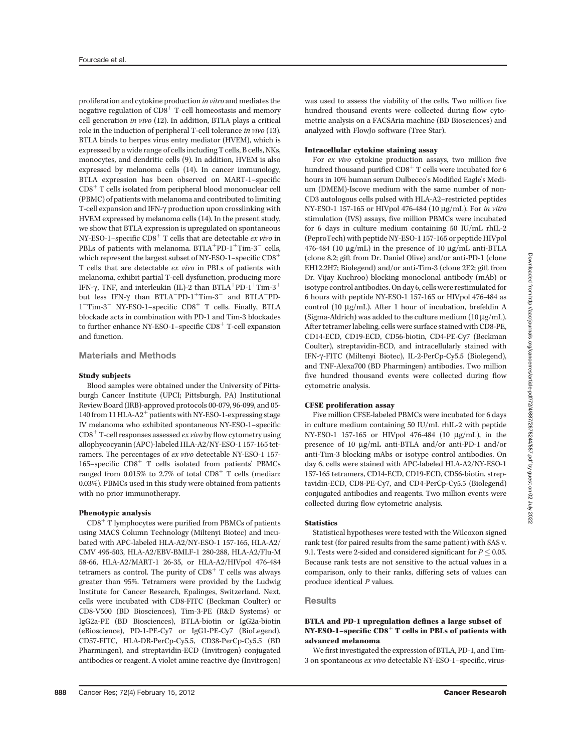proliferation and cytokine production *in vitro* and mediates the negative regulation of $CD8^+$ T-cell homeostasis and memory cell generation *in vivo* (12). In addition, BTLA plays a critical role in the induction of peripheral T-cell tolerance *in vivo* (13). BTLA binds to herpes virus entry mediator (HVEM), which is expressed by a wide range of cells including T cells, B cells, NKs, monocytes, and dendritic cells (9). In addition, HVEM is also expressed by melanoma cells (14). In cancer immunology, BTLA expression has been observed on MART-1–specific $CD8^+$ T cells isolated from peripheral blood mononuclear cell (PBMC) of patients with melanoma and contributed to limiting T-cell expansion and IFN-γ production upon crosslinking with HVEM expressed by melanoma cells (14). In the present study, we show that BTLA expression is upregulated on spontaneous NY-ESO-1–specific $CD8^+$ T cells that are detectable *ex vivo* in PBLs of patients with melanoma. $BTLA^+PD\text{-}1^+Tim\text{-}3^-$ cells, which represent the largest subset of NY-ESO-1–specific $CD8^+$ T cells that are detectable *ex vivo* in PBLs of patients with melanoma, exhibit partial T-cell dysfunction, producing more IFN-γ, TNF, and interleukin (IL)-2 than $BTLA^+PD\text{-}1^+Tim\text{-}3^+$ but less IFN-γ than $BTLA^-PD\text{-}1^+Tim\text{-}3^-$ and $BTLA^-PD\text{-}1^-Tim\text{-}3^-$ NY-ESO-1–specific $CD8^+$ T cells. Finally, BTLA blockade acts in combination with PD-1 and Tim-3 blockades to further enhance NY-ESO-1–specific $CD8^+$ T-cell expansion and function.

## Materials and Methods

### Study subjects

Blood samples were obtained under the University of Pittsburgh Cancer Institute (UPCI; Pittsburgh, PA) Institutional Review Board (IRB)-approved protocols 00-079, 96-099, and 05-140 from 11 HLA-$A2^+$ patients with NY-ESO-1-expressing stage IV melanoma who exhibited spontaneous NY-ESO-1–specific $CD8^+$ T-cell responses assessed *ex vivo* by flow cytometry using allophycocyanin (APC)-labeled HLA-A2/NY-ESO-1 157-165 tetramers. The percentages of *ex vivo* detectable NY-ESO-1 157-165–specific $CD8^+$ T cells isolated from patients' PBMCs ranged from 0.015% to 2.7% of total $CD8^+$ T cells (median: 0.03%). PBMCs used in this study were obtained from patients with no prior immunotherapy.

### Phenotypic analysis

$CD8^+$ T lymphocytes were purified from PBMCs of patients using MACS Column Technology (Miltenyi Biotec) and incubated with APC-labeled HLA-A2/NY-ESO-1 157-165, HLA-A2/CMV 495-503, HLA-A2/EBV-BMLF-1 280-288, HLA-A2/Flu-M 58-66, HLA-A2/MART-1 26-35, or HLA-A2/HIVpol 476-484 tetramers as control. The purity of $CD8^+$ T cells was always greater than 95%. Tetramers were provided by the Ludwig Institute for Cancer Research, Epalinges, Switzerland. Next, cells were incubated with CD8-FITC (Beckman Coulter) or CD8-V500 (BD Biosciences), Tim-3-PE (R&D Systems) or IgG2a-PE (BD Biosciences), BTLA-biotin or IgG2a-biotin (eBioscience), PD-1-PE-Cy7 or IgG1-PE-Cy7 (BioLegend), CD57-FITC, HLA-DR-PerCp-Cy5.5, CD38-PerCp-Cy5.5 (BD Pharmingen), and streptavidin-ECD (Invitrogen) conjugated antibodies or reagent. A violet amine reactive dye (Invitrogen) was used to assess the viability of the cells. Two million five hundred thousand events were collected during flow cytometric analysis on a FACSAria machine (BD Biosciences) and analyzed with FlowJo software (Tree Star).

### Intracellular cytokine staining assay

For *ex vivo* cytokine production assays, two million five hundred thousand purified $CD8^+$ T cells were incubated for 6 hours in 10% human serum Dulbecco's Modified Eagle's Medium (DMEM)-Iscove medium with the same number of non-CD3 autologous cells pulsed with HLA-A2–restricted peptides NY-ESO-1 157-165 or HIVpol 476-484 (10 μg/mL). For *in vitro* stimulation (IVS) assays, five million PBMCs were incubated for 6 days in culture medium containing 50 IU/mL rhIL-2 (PeproTech) with peptide NY-ESO-1 157-165 or peptide HIVpol 476-484 (10 μg/mL) in the presence of 10 μg/mL anti-BTLA (clone 8.2; gift from Dr. Daniel Olive) and/or anti-PD-1 (clone EH12.2H7; Biolegend) and/or anti-Tim-3 (clone 2E2; gift from Dr. Vijay Kuchroo) blocking monoclonal antibody (mAb) or isotype control antibodies. On day 6, cells were restimulated for 6 hours with peptide NY-ESO-1 157-165 or HIVpol 476-484 as control (10 μg/mL). After 1 hour of incubation, brefeldin A (Sigma-Aldrich) was added to the culture medium (10 μg/mL). After tetramer labeling, cells were surface stained with CD8-PE, CD14-ECD, CD19-ECD, CD56-biotin, CD4-PE-Cy7 (Beckman Coulter), streptavidin-ECD, and intracellularly stained with IFN-γ-FITC (Miltenyi Biotec), IL-2-PerCp-Cy5.5 (Biolegend), and TNF-Alexa700 (BD Pharmingen) antibodies. Two million five hundred thousand events were collected during flow cytometric analysis.

### CFSE proliferation assay

Five million CFSE-labeled PBMCs were incubated for 6 days in culture medium containing 50 IU/mL rhIL-2 with peptide NY-ESO-1 157-165 or HIVpol 476-484 (10 μg/mL), in the presence of 10 μg/mL anti-BTLA and/or anti-PD-1 and/or anti-Tim-3 blocking mAbs or isotype control antibodies. On day 6, cells were stained with APC-labeled HLA-A2/NY-ESO-1 157-165 tetramers, CD14-ECD, CD19-ECD, CD56-biotin, streptavidin-ECD, CD8-PE-Cy7, and CD4-PerCp-Cy5.5 (Biolegend) conjugated antibodies and reagents. Two million events were collected during flow cytometric analysis.

### Statistics

Statistical hypotheses were tested with the Wilcoxon signed rank test (for paired results from the same patient) with SAS v. 9.1. Tests were 2-sided and considered significant for $P \leq 0.05$. Because rank tests are not sensitive to the actual values in a comparison, only to their ranks, differing sets of values can produce identical *P* values.

## Results

### BTLA and PD-1 upregulation defines a large subset of NY-ESO-1–specific $CD8^+$ T cells in PBLs of patients with advanced melanoma

We first investigated the expression of BTLA, PD-1, and Tim-3 on spontaneous *ex vivo* detectable NY-ESO-1–specific, virus-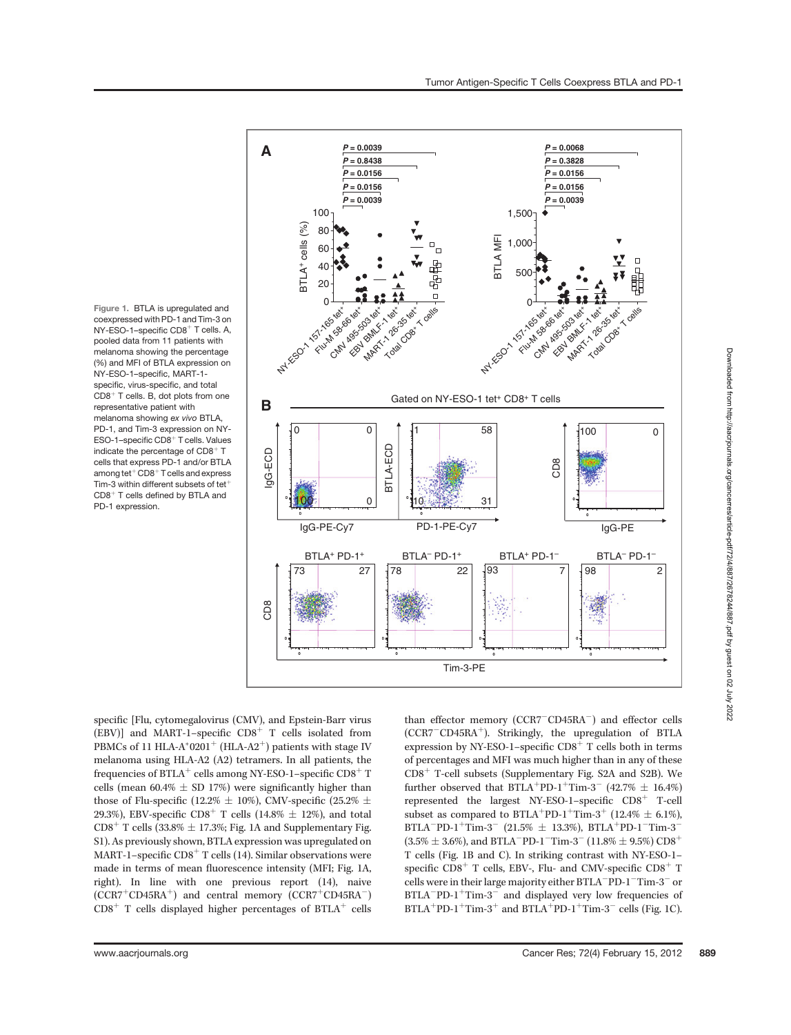Figure 1. BTLA is upregulated and coexpressed with PD-1 and Tim-3 on NY-ESO-1–specific $CD8^+$ T cells. A, pooled data from 11 patients with melanoma showing the percentage (%) and MFI of BTLA expression on NY-ESO-1–specific, MART-1-specific, virus-specific, and total $CD8^+$ T cells. B, dot plots from one representative patient with melanoma showing *ex vivo* BTLA, PD-1, and Tim-3 expression on NY-ESO-1–specific $CD8^+$ T cells. Values indicate the percentage of $CD8^+$ T cells that express PD-1 and/or BTLA among $tet^+$ $CD8^+$ T cells and express Tim-3 within different subsets of $tet^+$ $CD8^+$ T cells defined by BTLA and PD-1 expression.

specific [Flu, cytomegalovirus (CMV), and Epstein-Barr virus (EBV)] and MART-1–specific $CD8^+$ T cells isolated from PBMCs of 11 HLA-A*0201$^+$ (HLA-A2$^+$) patients with stage IV melanoma using HLA-A2 (A2) tetramers. In all patients, the frequencies of $BTLA^+$ cells among NY-ESO-1–specific $CD8^+$ T cells (mean 60.4% ± SD 17%) were significantly higher than those of Flu-specific (12.2% ± 10%), CMV-specific (25.2% ± 29.3%), EBV-specific $CD8^+$ T cells (14.8% ± 12%), and total $CD8^+$ T cells (33.8% ± 17.3%; Fig. 1A and Supplementary Fig. S1). As previously shown, BTLA expression was upregulated on MART-1–specific $CD8^+$ T cells (14). Similar observations were made in terms of mean fluorescence intensity (MFI; Fig. 1A, right). In line with one previous report (14), naive ($CCR7^+CD45RA^+$) and central memory ($CCR7^+CD45RA^-$) $CD8^+$ T cells displayed higher percentages of $BTLA^+$ cells than effector memory ($CCR7^-CD45RA^-$) and effector cells ($CCR7^-CD45RA^+$). Strikingly, the upregulation of BTLA expression by NY-ESO-1–specific $CD8^+$ T cells both in terms of percentages and MFI was much higher than in any of these $CD8^+$ T-cell subsets (Supplementary Fig. S2A and S2B). We further observed that $BTLA^+PD\text{-}1^+Tim\text{-}3^-$ (42.7% ± 16.4%) represented the largest NY-ESO-1–specific $CD8^+$ T-cell subset as compared to $BTLA^+PD\text{-}1^+Tim\text{-}3^+$ (12.4% ± 6.1%), $BTLA^-PD\text{-}1^+Tim\text{-}3^-$ (21.5% ± 13.3%), $BTLA^+PD\text{-}1^-Tim\text{-}3^-$ (3.5% ± 3.6%), and $BTLA^-PD\text{-}1^-Tim\text{-}3^-$ (11.8% ± 9.5%) $CD8^+$ T cells (Fig. 1B and C). In striking contrast with NY-ESO-1–specific $CD8^+$ T cells, EBV-, Flu- and CMV-specific $CD8^+$ T cells were in their large majority either $BTLA^-PD\text{-}1^-Tim\text{-}3^-$ or $BTLA^-PD\text{-}1^+Tim\text{-}3^-$ and displayed very low frequencies of $BTLA^+PD\text{-}1^+Tim\text{-}3^+$ and $BTLA^+PD\text{-}1^+Tim\text{-}3^-$ cells (Fig. 1C).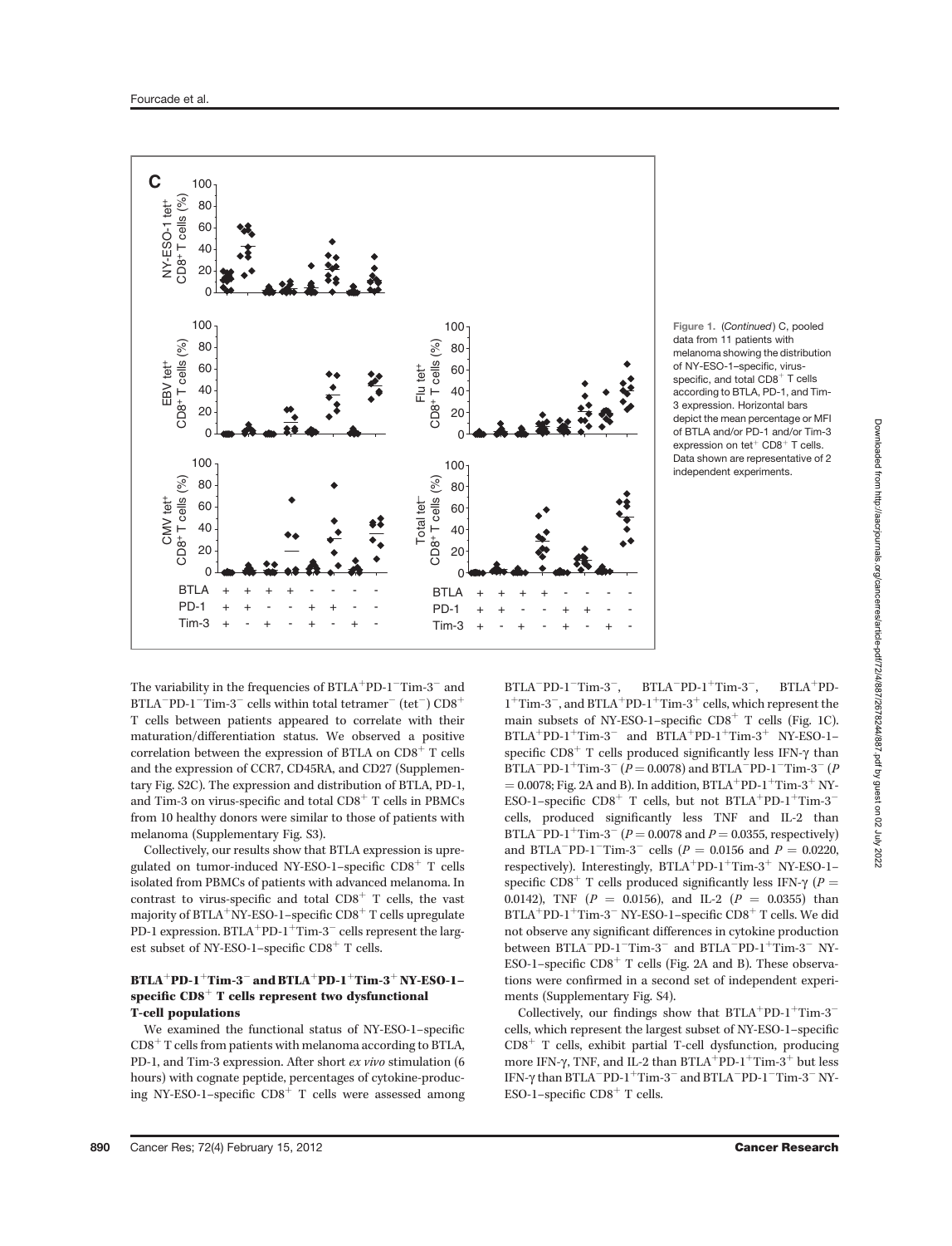Figure 1. (*Continued*) C, pooled data from 11 patients with melanoma showing the distribution of NY-ESO-1–specific, virus-specific, and total $CD8^+$ T cells according to BTLA, PD-1, and Tim-3 expression. Horizontal bars depict the mean percentage or MFI of BTLA and/or PD-1 and/or Tim-3 expression on $tet^+$ $CD8^+$ T cells. Data shown are representative of 2 independent experiments.

The variability in the frequencies of $BTLA^+PD\text{-}1^-Tim\text{-}3^-$ and $BTLA^-PD\text{-}1^-Tim\text{-}3^-$ cells within total tetramer$^-$ ($tet^-$) $CD8^+$ T cells between patients appeared to correlate with their maturation/differentiation status. We observed a positive correlation between the expression of BTLA on $CD8^+$ T cells and the expression of CCR7, CD45RA, and CD27 (Supplementary Fig. S2C). The expression and distribution of BTLA, PD-1, and Tim-3 on virus-specific and total $CD8^+$ T cells in PBMCs from 10 healthy donors were similar to those of patients with melanoma (Supplementary Fig. S3).

Collectively, our results show that BTLA expression is upregulated on tumor-induced NY-ESO-1–specific $CD8^+$ T cells isolated from PBMCs of patients with advanced melanoma. In contrast to virus-specific and total $CD8^+$ T cells, the vast majority of $BTLA^+$NY-ESO-1–specific $CD8^+$ T cells upregulate PD-1 expression. $BTLA^+PD\text{-}1^+Tim\text{-}3^-$ cells represent the largest subset of NY-ESO-1–specific $CD8^+$ T cells.

### $BTLA^+PD\text{-}1^+Tim\text{-}3^-$ and $BTLA^+PD\text{-}1^+Tim\text{-}3^+$ NY-ESO-1–specific $CD8^+$ T cells represent two dysfunctional T-cell populations

We examined the functional status of NY-ESO-1–specific $CD8^+$ T cells from patients with melanoma according to BTLA, PD-1, and Tim-3 expression. After short *ex vivo* stimulation (6 hours) with cognate peptide, percentages of cytokine-producing NY-ESO-1–specific $CD8^+$ T cells were assessed among $BTLA^-PD\text{-}1^-Tim\text{-}3^-$, $BTLA^-PD\text{-}1^+Tim\text{-}3^-$, $BTLA^+PD\text{-}1^+Tim\text{-}3^-$, and $BTLA^+PD\text{-}1^+Tim\text{-}3^+$ cells, which represent the main subsets of NY-ESO-1–specific $CD8^+$ T cells (Fig. 1C). $BTLA^+PD\text{-}1^+Tim\text{-}3^-$ and $BTLA^+PD\text{-}1^+Tim\text{-}3^+$ NY-ESO-1–specific $CD8^+$ T cells produced significantly less IFN-γ than $BTLA^-PD\text{-}1^+Tim\text{-}3^-$ ($P = 0.0078$) and $BTLA^-PD\text{-}1^-Tim\text{-}3^-$ ($P = 0.0078$; Fig. 2A and B). In addition, $BTLA^+PD\text{-}1^+Tim\text{-}3^+$ NY-ESO-1–specific $CD8^+$ T cells, but not $BTLA^+PD\text{-}1^+Tim\text{-}3^-$ cells, produced significantly less TNF and IL-2 than $BTLA^-PD\text{-}1^+Tim\text{-}3^-$ ($P = 0.0078$ and $P = 0.0355$, respectively) and $BTLA^-PD\text{-}1^-Tim\text{-}3^-$ cells ($P = 0.0156$ and $P = 0.0220$, respectively). Interestingly, $BTLA^+PD\text{-}1^+Tim\text{-}3^+$ NY-ESO-1–specific $CD8^+$ T cells produced significantly less IFN-γ ($P = 0.0142$), TNF ($P = 0.0156$), and IL-2 ($P = 0.0355$) than $BTLA^+PD\text{-}1^+Tim\text{-}3^-$ NY-ESO-1–specific $CD8^+$ T cells. We did not observe any significant differences in cytokine production between $BTLA^-PD\text{-}1^-Tim\text{-}3^-$ and $BTLA^-PD\text{-}1^+Tim\text{-}3^-$ NY-ESO-1–specific $CD8^+$ T cells (Fig. 2A and B). These observations were confirmed in a second set of independent experiments (Supplementary Fig. S4).

Collectively, our findings show that $BTLA^+PD\text{-}1^+Tim\text{-}3^-$ cells, which represent the largest subset of NY-ESO-1–specific $CD8^+$ T cells, exhibit partial T-cell dysfunction, producing more IFN-γ, TNF, and IL-2 than $BTLA^+PD\text{-}1^+Tim\text{-}3^+$ but less IFN-γ than $BTLA^-PD\text{-}1^+Tim\text{-}3^-$ and $BTLA^-PD\text{-}1^-Tim\text{-}3^-$ NY-ESO-1–specific $CD8^+$ T cells.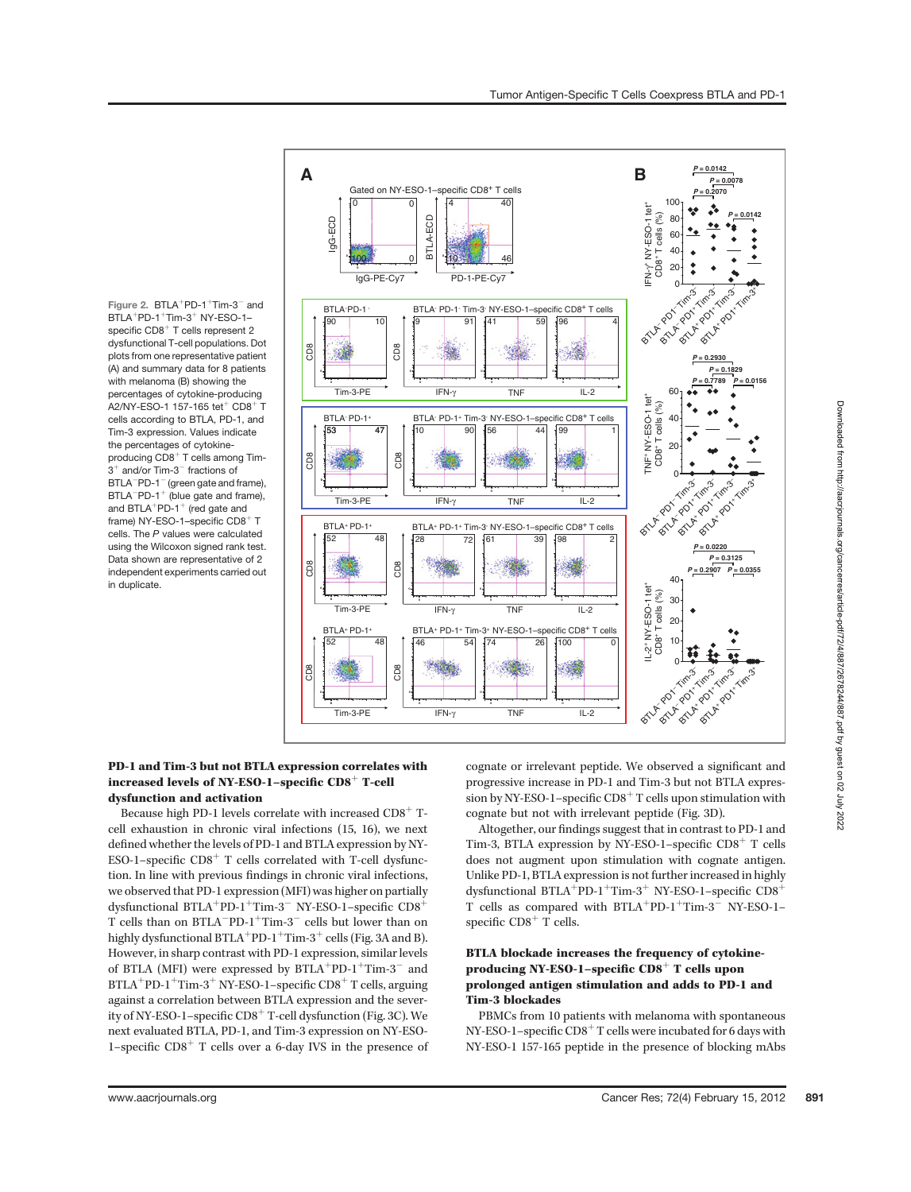Figure 2. BTLA$^+$PD-1$^+$Tim-3$^-$ and BTLA$^+$PD-1$^+$Tim-3$^+$ NY-ESO-1–specific CD8$^+$ T cells represent 2 dysfunctional T-cell populations. Dot plots from one representative patient (A) and summary data for 8 patients with melanoma (B) showing the percentages of cytokine-producing A2/NY-ESO-1 157-165 tet$^+$ CD8$^+$ T cells according to BTLA, PD-1, and Tim-3 expression. Values indicate the percentages of cytokine-producing CD8$^+$ T cells among Tim-3$^+$ and/or Tim-3$^-$ fractions of BTLA$^-$PD-1$^-$ (green gate and frame), BTLA$^-$PD-1$^+$ (blue gate and frame), and BTLA$^+$PD-1$^+$ (red gate and frame) NY-ESO-1–specific CD8$^+$ T cells. The *P* values were calculated using the Wilcoxon signed rank test. Data shown are representative of 2 independent experiments carried out in duplicate.

### PD-1 and Tim-3 but not BTLA expression correlates with increased levels of NY-ESO-1–specific CD8$^+$ T-cell dysfunction and activation

Because high PD-1 levels correlate with increased CD8$^+$ T-cell exhaustion in chronic viral infections (15, 16), we next defined whether the levels of PD-1 and BTLA expression by NY-ESO-1–specific CD8$^+$ T cells correlated with T-cell dysfunction. In line with previous findings in chronic viral infections, we observed that PD-1 expression (MFI) was higher on partially dysfunctional BTLA$^+$PD-1$^+$Tim-3$^-$ NY-ESO-1–specific CD8$^+$ T cells than on BTLA$^-$PD-1$^+$Tim-3$^-$ cells but lower than on highly dysfunctional BTLA$^+$PD-1$^+$Tim-3$^+$ cells (Fig. 3A and B). However, in sharp contrast with PD-1 expression, similar levels of BTLA (MFI) were expressed by BTLA$^+$PD-1$^+$Tim-3$^-$ and BTLA$^+$PD-1$^+$Tim-3$^+$ NY-ESO-1–specific CD8$^+$ T cells, arguing against a correlation between BTLA expression and the severity of NY-ESO-1–specific CD8$^+$ T-cell dysfunction (Fig. 3C). We next evaluated BTLA, PD-1, and Tim-3 expression on NY-ESO-1–specific CD8$^+$ T cells over a 6-day IVS in the presence of cognate or irrelevant peptide. We observed a significant and progressive increase in PD-1 and Tim-3 but not BTLA expression by NY-ESO-1–specific CD8$^+$ T cells upon stimulation with cognate but not with irrelevant peptide (Fig. 3D).

Altogether, our findings suggest that in contrast to PD-1 and Tim-3, BTLA expression by NY-ESO-1–specific CD8$^+$ T cells does not augment upon stimulation with cognate antigen. Unlike PD-1, BTLA expression is not further increased in highly dysfunctional BTLA$^+$PD-1$^+$Tim-3$^+$ NY-ESO-1–specific CD8$^+$ T cells as compared with BTLA$^+$PD-1$^+$Tim-3$^-$ NY-ESO-1–specific CD8$^+$ T cells.

### BTLA blockade increases the frequency of cytokine-producing NY-ESO-1–specific CD8$^+$ T cells upon prolonged antigen stimulation and adds to PD-1 and Tim-3 blockades

PBMCs from 10 patients with melanoma with spontaneous NY-ESO-1–specific CD8$^+$ T cells were incubated for 6 days with NY-ESO-1 157-165 peptide in the presence of blocking mAbs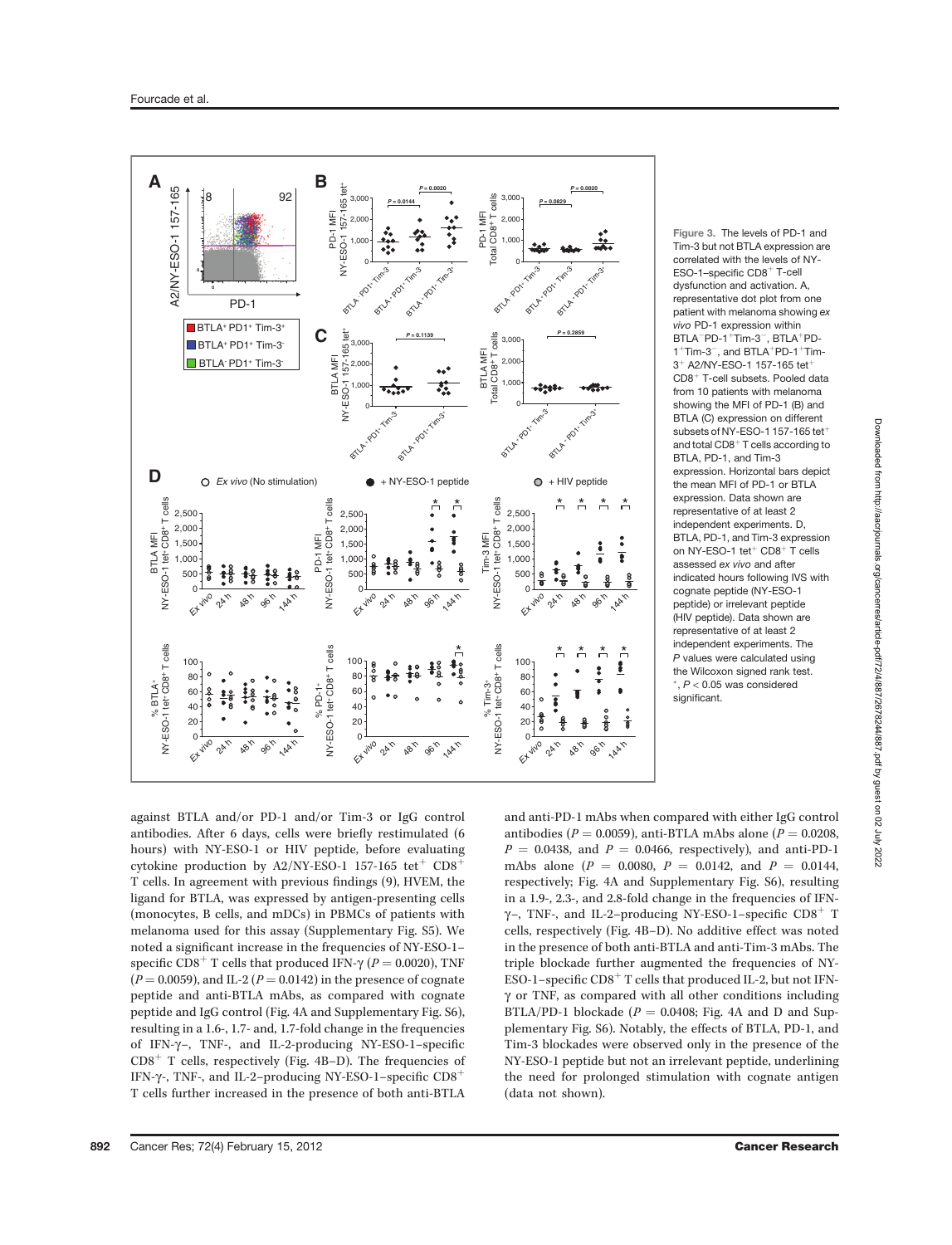Figure 3. The levels of PD-1 and Tim-3 but not BTLA expression are correlated with the levels of NY-ESO-1–specific CD8$^+$ T-cell dysfunction and activation. A, representative dot plot from one patient with melanoma showing *ex vivo* PD-1 expression within BTLA$^-$PD-1$^+$Tim-3$^-$, BTLA$^+$PD-1$^+$Tim-3$^-$, and BTLA$^+$PD-1$^+$Tim-3$^+$ A2/NY-ESO-1 157-165 tet$^+$ CD8$^+$ T-cell subsets. Pooled data from 10 patients with melanoma showing the MFI of PD-1 (B) and BTLA (C) expression on different subsets of NY-ESO-1 157-165 tet$^+$ and total CD8$^+$ T cells according to BTLA, PD-1, and Tim-3 expression. Horizontal bars depict the mean MFI of PD-1 or BTLA expression. Data shown are representative of at least 2 independent experiments. D, BTLA, PD-1, and Tim-3 expression on NY-ESO-1 tet$^+$ CD8$^+$ T cells assessed *ex vivo* and after indicated hours following IVS with cognate peptide (NY-ESO-1 peptide) or irrelevant peptide (HIV peptide). Data shown are representative of at least 2 independent experiments. The *P* values were calculated using the Wilcoxon signed rank test. $^*$, $P < 0.05$ was considered significant.

against BTLA and/or PD-1 and/or Tim-3 or IgG control antibodies. After 6 days, cells were briefly restimulated (6 hours) with NY-ESO-1 or HIV peptide, before evaluating cytokine production by A2/NY-ESO-1 157-165 tet$^+$ CD8$^+$ T cells. In agreement with previous findings (9), HVEM, the ligand for BTLA, was expressed by antigen-presenting cells (monocytes, B cells, and mDCs) in PBMCs of patients with melanoma used for this assay (Supplementary Fig. S5). We noted a significant increase in the frequencies of NY-ESO-1–specific CD8$^+$ T cells that produced IFN-γ ($P = 0.0020$), TNF ($P = 0.0059$), and IL-2 ($P = 0.0142$) in the presence of cognate peptide and anti-BTLA mAbs, as compared with cognate peptide and IgG control (Fig. 4A and Supplementary Fig. S6), resulting in a 1.6-, 1.7- and, 1.7-fold change in the frequencies of IFN-γ–, TNF-, and IL-2-producing NY-ESO-1–specific CD8$^+$ T cells, respectively (Fig. 4B–D). The frequencies of IFN-γ-, TNF-, and IL-2–producing NY-ESO-1–specific CD8$^+$ T cells further increased in the presence of both anti-BTLA and anti-PD-1 mAbs when compared with either IgG control antibodies ($P = 0.0059$), anti-BTLA mAbs alone ($P = 0.0208$, $P = 0.0438$, and $P = 0.0466$, respectively), and anti-PD-1 mAbs alone ($P = 0.0080$, $P = 0.0142$, and $P = 0.0144$, respectively; Fig. 4A and Supplementary Fig. S6), resulting in a 1.9-, 2.3-, and 2.8-fold change in the frequencies of IFN-γ–, TNF-, and IL-2–producing NY-ESO-1–specific CD8$^+$ T cells, respectively (Fig. 4B–D). No additive effect was noted in the presence of both anti-BTLA and anti-Tim-3 mAbs. The triple blockade further augmented the frequencies of NY-ESO-1–specific CD8$^+$ T cells that produced IL-2, but not IFN-γ or TNF, as compared with all other conditions including BTLA/PD-1 blockade ($P = 0.0408$; Fig. 4A and D and Supplementary Fig. S6). Notably, the effects of BTLA, PD-1, and Tim-3 blockades were observed only in the presence of the NY-ESO-1 peptide but not an irrelevant peptide, underlining the need for prolonged stimulation with cognate antigen (data not shown).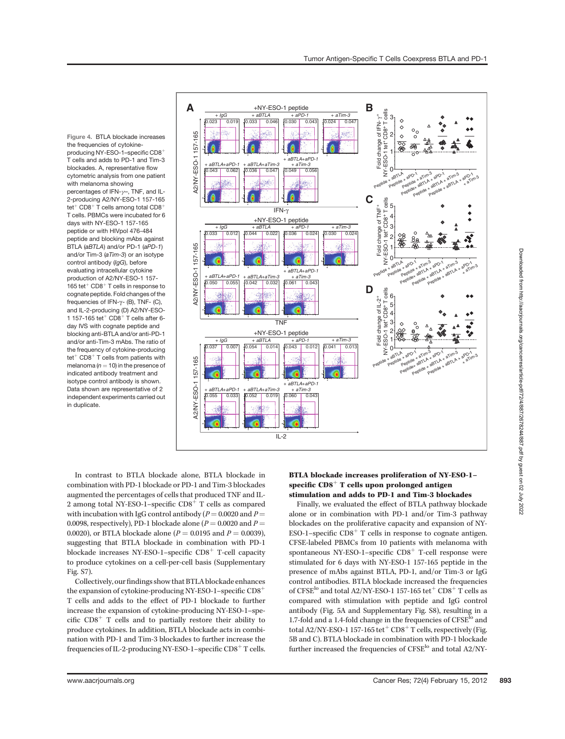Figure 4. BTLA blockade increases the frequencies of cytokine-producing NY-ESO-1–specific CD8$^+$ T cells and adds to PD-1 and Tim-3 blockades. A, representative flow cytometric analysis from one patient with melanoma showing percentages of IFN-γ–, TNF, and IL-2-producing A2/NY-ESO-1 157-165 tet$^+$ CD8$^+$ T cells among total CD8$^+$ T cells. PBMCs were incubated for 6 days with NY-ESO-1 157-165 peptide or with HIVpol 476-484 peptide and blocking mAbs against BTLA (*aBTLA*) and/or PD-1 (*aPD-1*) and/or Tim-3 (*aTim-3*) or an isotype control antibody (*IgG*), before evaluating intracellular cytokine production of A2/NY-ESO-1 157-165 tet$^+$ CD8$^+$ T cells in response to cognate peptide. Fold changes of the frequencies of IFN-γ- (B), TNF- (C), and IL-2-producing (D) A2/NY-ESO-1 157-165 tet$^+$ CD8$^+$ T cells after 6-day IVS with cognate peptide and blocking anti-BTLA and/or anti-PD-1 and/or anti-Tim-3 mAbs. The ratio of the frequency of cytokine-producing tet$^+$ CD8$^+$ T cells from patients with melanoma ($n = 10$) in the presence of indicated antibody treatment and isotype control antibody is shown. Data shown are representative of 2 independent experiments carried out in duplicate.

In contrast to BTLA blockade alone, BTLA blockade in combination with PD-1 blockade or PD-1 and Tim-3 blockades augmented the percentages of cells that produced TNF and IL-2 among total NY-ESO-1–specific CD8$^+$ T cells as compared with incubation with IgG control antibody ($P = 0.0020$ and $P = 0.0098$, respectively), PD-1 blockade alone ($P = 0.0020$ and $P = 0.0020$), or BTLA blockade alone ($P = 0.0195$ and $P = 0.0039$), suggesting that BTLA blockade in combination with PD-1 blockade increases NY-ESO-1–specific CD8$^+$ T-cell capacity to produce cytokines on a cell-per-cell basis (Supplementary Fig. S7).

Collectively, our findings show that BTLA blockade enhances the expansion of cytokine-producing NY-ESO-1–specific CD8$^+$ T cells and adds to the effect of PD-1 blockade to further increase the expansion of cytokine-producing NY-ESO-1–specific CD8$^+$ T cells and to partially restore their ability to produce cytokines. In addition, BTLA blockade acts in combination with PD-1 and Tim-3 blockades to further increase the frequencies of IL-2-producing NY-ESO-1–specific CD8$^+$ T cells.

### BTLA blockade increases proliferation of NY-ESO-1–specific CD8$^+$ T cells upon prolonged antigen stimulation and adds to PD-1 and Tim-3 blockades

Finally, we evaluated the effect of BTLA pathway blockade alone or in combination with PD-1 and/or Tim-3 pathway blockades on the proliferative capacity and expansion of NY-ESO-1–specific CD8$^+$ T cells in response to cognate antigen. CFSE-labeled PBMCs from 10 patients with melanoma with spontaneous NY-ESO-1–specific CD8$^+$ T-cell response were stimulated for 6 days with NY-ESO-1 157-165 peptide in the presence of mAbs against BTLA, PD-1, and/or Tim-3 or IgG control antibodies. BTLA blockade increased the frequencies of CFSE$^{lo}$ and total A2/NY-ESO-1 157-165 tet$^+$ CD8$^+$ T cells as compared with stimulation with peptide and IgG control antibody (Fig. 5A and Supplementary Fig. S8), resulting in a 1.7-fold and a 1.4-fold change in the frequencies of CFSE$^{lo}$ and total A2/NY-ESO-1 157-165 tet$^+$ CD8$^+$ T cells, respectively (Fig. 5B and C). BTLA blockade in combination with PD-1 blockade further increased the frequencies of CFSE$^{lo}$ and total A2/NY-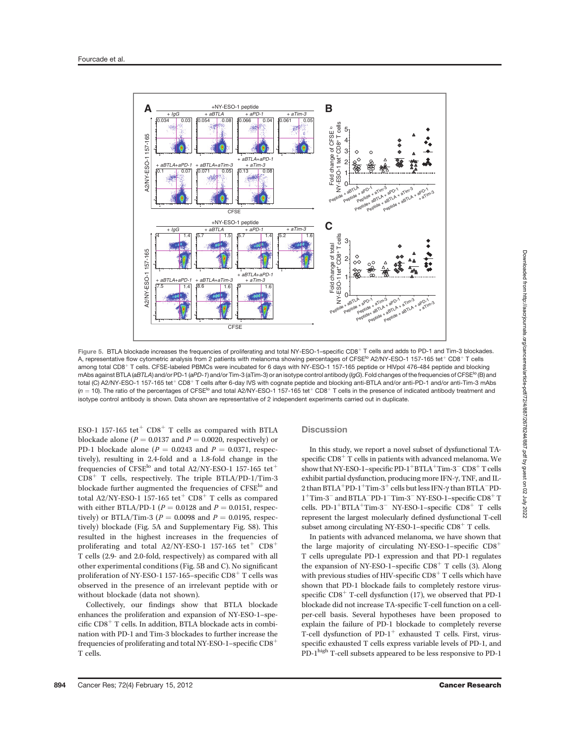Figure 5. BTLA blockade increases the frequencies of proliferating and total NY-ESO-1–specific CD8$^+$ T cells and adds to PD-1 and Tim-3 blockades. A, representative flow cytometric analysis from 2 patients with melanoma showing percentages of CFSE$^{lo}$ A2/NY-ESO-1 157-165 tet$^+$ CD8$^+$ T cells among total CD8$^+$ T cells. CFSE-labeled PBMCs were incubated for 6 days with NY-ESO-1 157-165 peptide or HIVpol 476-484 peptide and blocking mAbs against BTLA (*aBTLA*) and/or PD-1 (*aPD-1*) and/or Tim-3 (aTim-3) or an isotype control antibody (*IgG*). Fold changes of the frequencies of CFSE$^{lo}$ (B) and total (C) A2/NY-ESO-1 157-165 tet$^+$ CD8$^+$ T cells after 6-day IVS with cognate peptide and blocking anti-BTLA and/or anti-PD-1 and/or anti-Tim-3 mAbs ($n$ = 10). The ratio of the percentages of CFSE$^{lo}$ and total A2/NY-ESO-1 157-165 tet$^+$ CD8$^+$ T cells in the presence of indicated antibody treatment and isotype control antibody is shown. Data shown are representative of 2 independent experiments carried out in duplicate.

ESO-1 157-165 tet$^+$ CD8$^+$ T cells as compared with BTLA blockade alone ($P = 0.0137$ and $P = 0.0020$, respectively) or PD-1 blockade alone ($P = 0.0243$ and $P = 0.0371$, respectively), resulting in 2.4-fold and a 1.8-fold change in the frequencies of CFSE$^{lo}$ and total A2/NY-ESO-1 157-165 tet$^+$ CD8$^+$ T cells, respectively. The triple BTLA/PD-1/Tim-3 blockade further augmented the frequencies of CFSE$^{lo}$ and total A2/NY-ESO-1 157-165 tet$^+$ CD8$^+$ T cells as compared with either BTLA/PD-1 ($P = 0.0128$ and $P = 0.0151$, respectively) or BTLA/Tim-3 ($P = 0.0098$ and $P = 0.0195$, respectively) blockade (Fig. 5A and Supplementary Fig. S8). This resulted in the highest increases in the frequencies of proliferating and total A2/NY-ESO-1 157-165 tet$^+$ CD8$^+$ T cells (2.9- and 2.0-fold, respectively) as compared with all other experimental conditions (Fig. 5B and C). No significant proliferation of NY-ESO-1 157-165–specific CD8$^+$ T cells was observed in the presence of an irrelevant peptide with or without blockade (data not shown).

Collectively, our findings show that BTLA blockade enhances the proliferation and expansion of NY-ESO-1–specific CD8$^+$ T cells. In addition, BTLA blockade acts in combination with PD-1 and Tim-3 blockades to further increase the frequencies of proliferating and total NY-ESO-1–specific CD8$^+$ T cells.

## Discussion

In this study, we report a novel subset of dysfunctional TA-specific CD8$^+$ T cells in patients with advanced melanoma. We show that NY-ESO-1–specific PD-1$^+$BTLA$^+$Tim-3$^-$ CD8$^+$ T cells exhibit partial dysfunction, producing more IFN-γ, TNF, and IL-2 than BTLA$^+$PD-1$^+$Tim-3$^+$ cells but less IFN-γ than BTLA$^-$PD-1$^+$Tim-3$^-$ and BTLA$^-$PD-1$^-$Tim-3$^-$ NY-ESO-1–specific CD8$^+$ T cells. PD-1$^+$BTLA$^+$Tim-3$^-$ NY-ESO-1–specific CD8$^+$ T cells represent the largest molecularly defined dysfunctional T-cell subset among circulating NY-ESO-1–specific CD8$^+$ T cells.

In patients with advanced melanoma, we have shown that the large majority of circulating NY-ESO-1–specific CD8$^+$ T cells upregulate PD-1 expression and that PD-1 regulates the expansion of NY-ESO-1–specific CD8$^+$ T cells (3). Along with previous studies of HIV-specific CD8$^+$ T cells which have shown that PD-1 blockade fails to completely restore virus-specific CD8$^+$ T-cell dysfunction (17), we observed that PD-1 blockade did not increase TA-specific T-cell function on a cell-per-cell basis. Several hypotheses have been proposed to explain the failure of PD-1 blockade to completely reverse T-cell dysfunction of PD-1$^+$ exhausted T cells. First, virus-specific exhausted T cells express variable levels of PD-1, and PD-1$^{high}$ T-cell subsets appeared to be less responsive to PD-1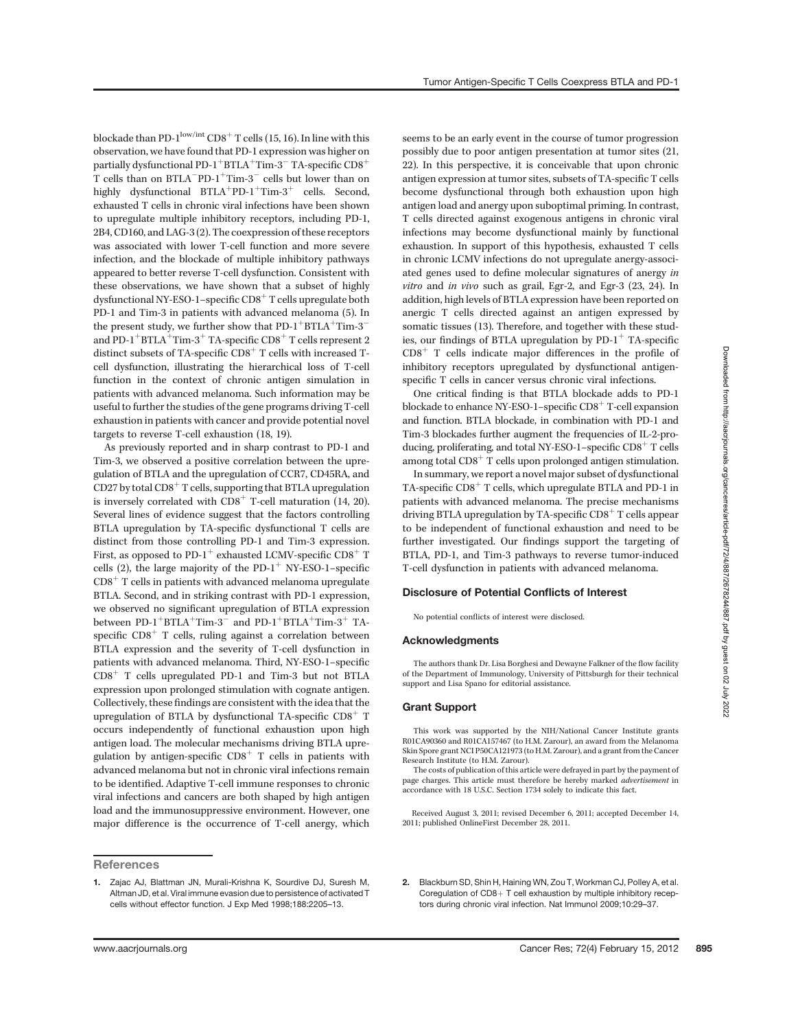blockade than PD-$1^{\text{low/int}}$ $CD8^+$ T cells (15, 16). In line with this observation, we have found that PD-1 expression was higher on partially dysfunctional PD-$1^+$BTLA$^+$Tim-$3^-$ TA-specific $CD8^+$ T cells than on BTLA$^-$PD-$1^+$Tim-$3^-$ cells but lower than on highly dysfunctional BTLA$^+$PD-$1^+$Tim-$3^+$ cells. Second, exhausted T cells in chronic viral infections have been shown to upregulate multiple inhibitory receptors, including PD-1, 2B4, CD160, and LAG-3 (2). The coexpression of these receptors was associated with lower T-cell function and more severe infection, and the blockade of multiple inhibitory pathways appeared to better reverse T-cell dysfunction. Consistent with these observations, we have shown that a subset of highly dysfunctional NY-ESO-1–specific $CD8^+$ T cells upregulate both PD-1 and Tim-3 in patients with advanced melanoma (5). In the present study, we further show that PD-$1^+$BTLA$^+$Tim-$3^-$ and PD-$1^+$BTLA$^+$Tim-$3^+$ TA-specific $CD8^+$ T cells represent 2 distinct subsets of TA-specific $CD8^+$ T cells with increased T-cell dysfunction, illustrating the hierarchical loss of T-cell function in the context of chronic antigen simulation in patients with advanced melanoma. Such information may be useful to further the studies of the gene programs driving T-cell exhaustion in patients with cancer and provide potential novel targets to reverse T-cell exhaustion (18, 19).

As previously reported and in sharp contrast to PD-1 and Tim-3, we observed a positive correlation between the upregulation of BTLA and the upregulation of CCR7, CD45RA, and CD27 by total $CD8^+$ T cells, supporting that BTLA upregulation is inversely correlated with $CD8^+$ T-cell maturation (14, 20). Several lines of evidence suggest that the factors controlling BTLA upregulation by TA-specific dysfunctional T cells are distinct from those controlling PD-1 and Tim-3 expression. First, as opposed to PD-$1^+$ exhausted LCMV-specific $CD8^+$ T cells (2), the large majority of the PD-$1^+$ NY-ESO-1–specific $CD8^+$ T cells in patients with advanced melanoma upregulate BTLA. Second, and in striking contrast with PD-1 expression, we observed no significant upregulation of BTLA expression between PD-$1^+$BTLA$^+$Tim-$3^-$ and PD-$1^+$BTLA$^+$Tim-$3^+$ TA-specific $CD8^+$ T cells, ruling against a correlation between BTLA expression and the severity of T-cell dysfunction in patients with advanced melanoma. Third, NY-ESO-1–specific $CD8^+$ T cells upregulated PD-1 and Tim-3 but not BTLA expression upon prolonged stimulation with cognate antigen. Collectively, these findings are consistent with the idea that the upregulation of BTLA by dysfunctional TA-specific $CD8^+$ T occurs independently of functional exhaustion upon high antigen load. The molecular mechanisms driving BTLA upregulation by antigen-specific $CD8^+$ T cells in patients with advanced melanoma but not in chronic viral infections remain to be identified. Adaptive T-cell immune responses to chronic viral infections and cancers are both shaped by high antigen load and the immunosuppressive environment. However, one major difference is the occurrence of T-cell anergy, which seems to be an early event in the course of tumor progression possibly due to poor antigen presentation at tumor sites (21, 22). In this perspective, it is conceivable that upon chronic antigen expression at tumor sites, subsets of TA-specific T cells become dysfunctional through both exhaustion upon high antigen load and anergy upon suboptimal priming. In contrast, T cells directed against exogenous antigens in chronic viral infections may become dysfunctional mainly by functional exhaustion. In support of this hypothesis, exhausted T cells in chronic LCMV infections do not upregulate anergy-associated genes used to define molecular signatures of anergy *in vitro* and *in vivo* such as grail, Egr-2, and Egr-3 (23, 24). In addition, high levels of BTLA expression have been reported on anergic T cells directed against an antigen expressed by somatic tissues (13). Therefore, and together with these studies, our findings of BTLA upregulation by PD-$1^+$ TA-specific $CD8^+$ T cells indicate major differences in the profile of inhibitory receptors upregulated by dysfunctional antigen-specific T cells in cancer versus chronic viral infections.

One critical finding is that BTLA blockade adds to PD-1 blockade to enhance NY-ESO-1–specific $CD8^+$ T-cell expansion and function. BTLA blockade, in combination with PD-1 and Tim-3 blockades further augment the frequencies of IL-2-producing, proliferating, and total NY-ESO-1–specific $CD8^+$ T cells among total $CD8^+$ T cells upon prolonged antigen stimulation.

In summary, we report a novel major subset of dysfunctional TA-specific $CD8^+$ T cells, which upregulate BTLA and PD-1 in patients with advanced melanoma. The precise mechanisms driving BTLA upregulation by TA-specific $CD8^+$ T cells appear to be independent of functional exhaustion and need to be further investigated. Our findings support the targeting of BTLA, PD-1, and Tim-3 pathways to reverse tumor-induced T-cell dysfunction in patients with advanced melanoma.

## Disclosure of Potential Conflicts of Interest

No potential conflicts of interest were disclosed.

## Acknowledgments

The authors thank Dr. Lisa Borghesi and Dewayne Falkner of the flow facility of the Department of Immunology, University of Pittsburgh for their technical support and Lisa Spano for editorial assistance.

## Grant Support

This work was supported by the NIH/National Cancer Institute grants R01CA90360 and R01CA157467 (to H.M. Zarour), an award from the Melanoma Skin Spore grant NCI P50CA121973 (to H.M. Zarour), and a grant from the Cancer Research Institute (to H.M. Zarour).

The costs of publication of this article were defrayed in part by the payment of page charges. This article must therefore be hereby marked *advertisement* in accordance with 18 U.S.C. Section 1734 solely to indicate this fact.

Received August 3, 2011; revised December 6, 2011; accepted December 14, 2011; published OnlineFirst December 28, 2011.

## References

1. Zajac AJ, Blattman JN, Murali-Krishna K, Sourdive DJ, Suresh M, Altman JD, et al. Viral immune evasion due to persistence of activated T cells without effector function. J Exp Med 1998;188:2205–13.
2. Blackburn SD, Shin H, Haining WN, Zou T, Workman CJ, Polley A, et al. Coregulation of CD8+ T cell exhaustion by multiple inhibitory receptors during chronic viral infection. Nat Immunol 2009;10:29–37.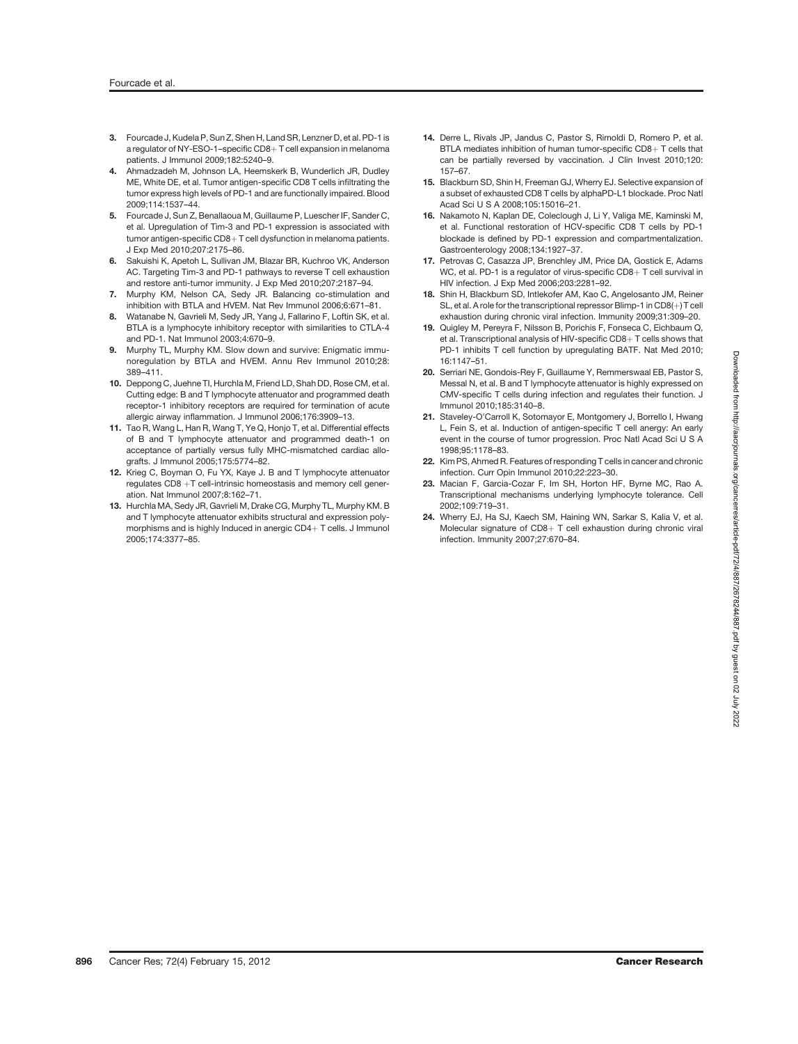3. Fourcade J, Kudela P, Sun Z, Shen H, Land SR, Lenzner D, et al. PD-1 is a regulator of NY-ESO-1–specific CD8+ T cell expansion in melanoma patients. J Immunol 2009;182:5240–9.
4. Ahmadzadeh M, Johnson LA, Heemskerk B, Wunderlich JR, Dudley ME, White DE, et al. Tumor antigen-specific CD8 T cells infiltrating the tumor express high levels of PD-1 and are functionally impaired. Blood 2009;114:1537–44.
5. Fourcade J, Sun Z, Benallaoua M, Guillaume P, Luescher IF, Sander C, et al. Upregulation of Tim-3 and PD-1 expression is associated with tumor antigen-specific CD8+ T cell dysfunction in melanoma patients. J Exp Med 2010;207:2175–86.
6. Sakuishi K, Apetoh L, Sullivan JM, Blazar BR, Kuchroo VK, Anderson AC. Targeting Tim-3 and PD-1 pathways to reverse T cell exhaustion and restore anti-tumor immunity. J Exp Med 2010;207:2187–94.
7. Murphy KM, Nelson CA, Sedy JR. Balancing co-stimulation and inhibition with BTLA and HVEM. Nat Rev Immunol 2006;6:671–81.
8. Watanabe N, Gavrieli M, Sedy JR, Yang J, Fallarino F, Loftin SK, et al. BTLA is a lymphocyte inhibitory receptor with similarities to CTLA-4 and PD-1. Nat Immunol 2003;4:670–9.
9. Murphy TL, Murphy KM. Slow down and survive: Enigmatic immunoregulation by BTLA and HVEM. Annu Rev Immunol 2010;28: 389–411.
10. Deppong C, Juehne TI, Hurchla M, Friend LD, Shah DD, Rose CM, et al. Cutting edge: B and T lymphocyte attenuator and programmed death receptor-1 inhibitory receptors are required for termination of acute allergic airway inflammation. J Immunol 2006;176:3909–13.
11. Tao R, Wang L, Han R, Wang T, Ye Q, Honjo T, et al. Differential effects of B and T lymphocyte attenuator and programmed death-1 on acceptance of partially versus fully MHC-mismatched cardiac allografts. J Immunol 2005;175:5774–82.
12. Krieg C, Boyman O, Fu YX, Kaye J. B and T lymphocyte attenuator regulates CD8 +T cell-intrinsic homeostasis and memory cell generation. Nat Immunol 2007;8:162–71.
13. Hurchla MA, Sedy JR, Gavrieli M, Drake CG, Murphy TL, Murphy KM. B and T lymphocyte attenuator exhibits structural and expression polymorphisms and is highly Induced in anergic CD4+ T cells. J Immunol 2005;174:3377–85.
14. Derre L, Rivals JP, Jandus C, Pastor S, Rimoldi D, Romero P, et al. BTLA mediates inhibition of human tumor-specific CD8+ T cells that can be partially reversed by vaccination. J Clin Invest 2010;120: 157–67.
15. Blackburn SD, Shin H, Freeman GJ, Wherry EJ. Selective expansion of a subset of exhausted CD8 T cells by alphaPD-L1 blockade. Proc Natl Acad Sci U S A 2008;105:15016–21.
16. Nakamoto N, Kaplan DE, Coleclough J, Li Y, Valiga ME, Kaminski M, et al. Functional restoration of HCV-specific CD8 T cells by PD-1 blockade is defined by PD-1 expression and compartmentalization. Gastroenterology 2008;134:1927–37.
17. Petrovas C, Casazza JP, Brenchley JM, Price DA, Gostick E, Adams WC, et al. PD-1 is a regulator of virus-specific CD8+ T cell survival in HIV infection. J Exp Med 2006;203:2281–92.
18. Shin H, Blackburn SD, Intlekofer AM, Kao C, Angelosanto JM, Reiner SL, et al. A role for the transcriptional repressor Blimp-1 in CD8(+) T cell exhaustion during chronic viral infection. Immunity 2009;31:309–20.
19. Quigley M, Pereyra F, Nilsson B, Porichis F, Fonseca C, Eichbaum Q, et al. Transcriptional analysis of HIV-specific CD8+ T cells shows that PD-1 inhibits T cell function by upregulating BATF. Nat Med 2010; 16:1147–51.
20. Serriari NE, Gondois-Rey F, Guillaume Y, Remmerswaal EB, Pastor S, Messal N, et al. B and T lymphocyte attenuator is highly expressed on CMV-specific T cells during infection and regulates their function. J Immunol 2010;185:3140–8.
21. Staveley-O'Carroll K, Sotomayor E, Montgomery J, Borrello I, Hwang L, Fein S, et al. Induction of antigen-specific T cell anergy: An early event in the course of tumor progression. Proc Natl Acad Sci U S A 1998;95:1178–83.
22. Kim PS, Ahmed R. Features of responding T cells in cancer and chronic infection. Curr Opin Immunol 2010;22:223–30.
23. Macian F, Garcia-Cozar F, Im SH, Horton HF, Byrne MC, Rao A. Transcriptional mechanisms underlying lymphocyte tolerance. Cell 2002;109:719–31.
24. Wherry EJ, Ha SJ, Kaech SM, Haining WN, Sarkar S, Kalia V, et al. Molecular signature of CD8+ T cell exhaustion during chronic viral infection. Immunity 2007;27:670–84.